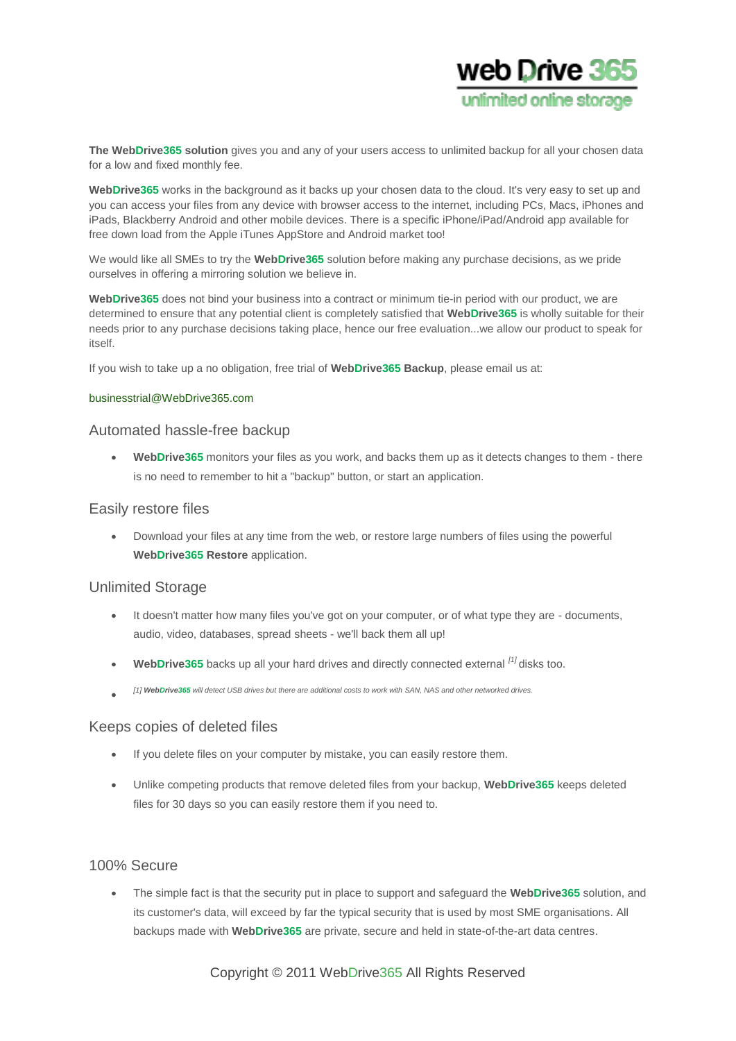**web Drive 365**
unlimited online storage

**The WebDrive365 solution** gives you and any of your users access to unlimited backup for all your chosen data for a low and fixed monthly fee.

**WebDrive365** works in the background as it backs up your chosen data to the cloud. It's very easy to set up and you can access your files from any device with browser access to the internet, including PCs, Macs, iPhones and iPads, Blackberry Android and other mobile devices. There is a specific iPhone/iPad/Android app available for free down load from the Apple iTunes AppStore and Android market too!

We would like all SMEs to try the **WebDrive365** solution before making any purchase decisions, as we pride ourselves in offering a mirroring solution we believe in.

**WebDrive365** does not bind your business into a contract or minimum tie-in period with our product, we are determined to ensure that any potential client is completely satisfied that **WebDrive365** is wholly suitable for their needs prior to any purchase decisions taking place, hence our free evaluation...we allow our product to speak for itself.

If you wish to take up a no obligation, free trial of **WebDrive365 Backup**, please email us at:

businesstrial@WebDrive365.com

## Automated hassle-free backup

- **WebDrive365** monitors your files as you work, and backs them up as it detects changes to them - there is no need to remember to hit a "backup" button, or start an application.

## Easily restore files

- Download your files at any time from the web, or restore large numbers of files using the powerful **WebDrive365 Restore** application.

## Unlimited Storage

- It doesn't matter how many files you've got on your computer, or of what type they are - documents, audio, video, databases, spread sheets - we'll back them all up!
- **WebDrive365** backs up all your hard drives and directly connected external [1] disks too.
- *[1] **WebDrive365** will detect USB drives but there are additional costs to work with SAN, NAS and other networked drives.*

## Keeps copies of deleted files

- If you delete files on your computer by mistake, you can easily restore them.
- Unlike competing products that remove deleted files from your backup, **WebDrive365** keeps deleted files for 30 days so you can easily restore them if you need to.

## 100% Secure

- The simple fact is that the security put in place to support and safeguard the **WebDrive365** solution, and its customer's data, will exceed by far the typical security that is used by most SME organisations. All backups made with **WebDrive365** are private, secure and held in state-of-the-art data centres.

Copyright © 2011 WebDrive365 All Rights Reserved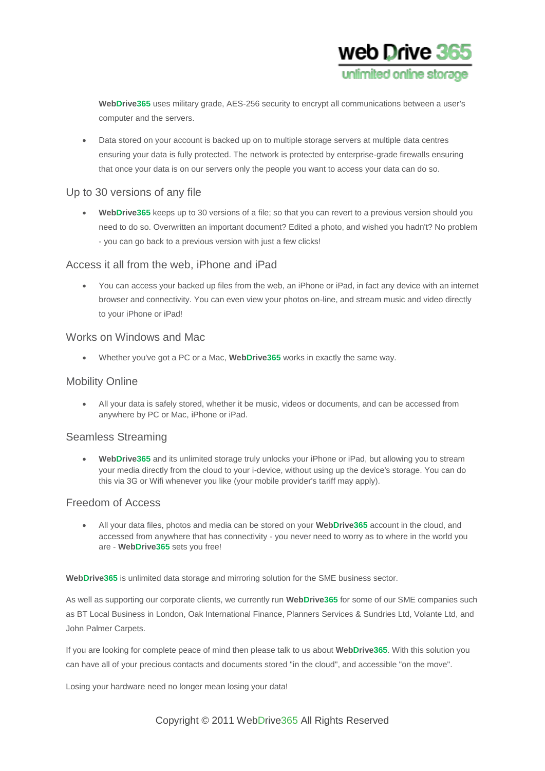**WebDrive365** uses military grade, AES-256 security to encrypt all communications between a user's computer and the servers.

- Data stored on your account is backed up on to multiple storage servers at multiple data centres ensuring your data is fully protected. The network is protected by enterprise-grade firewalls ensuring that once your data is on our servers only the people you want to access your data can do so.

## Up to 30 versions of any file

- **WebDrive365** keeps up to 30 versions of a file; so that you can revert to a previous version should you need to do so. Overwritten an important document? Edited a photo, and wished you hadn't? No problem - you can go back to a previous version with just a few clicks!

## Access it all from the web, iPhone and iPad

- You can access your backed up files from the web, an iPhone or iPad, in fact any device with an internet browser and connectivity. You can even view your photos on-line, and stream music and video directly to your iPhone or iPad!

## Works on Windows and Mac

- Whether you've got a PC or a Mac, **WebDrive365** works in exactly the same way.

## Mobility Online

- All your data is safely stored, whether it be music, videos or documents, and can be accessed from anywhere by PC or Mac, iPhone or iPad.

## Seamless Streaming

- **WebDrive365** and its unlimited storage truly unlocks your iPhone or iPad, but allowing you to stream your media directly from the cloud to your i-device, without using up the device's storage. You can do this via 3G or Wifi whenever you like (your mobile provider's tariff may apply).

## Freedom of Access

- All your data files, photos and media can be stored on your **WebDrive365** account in the cloud, and accessed from anywhere that has connectivity - you never need to worry as to where in the world you are - **WebDrive365** sets you free!

**WebDrive365** is unlimited data storage and mirroring solution for the SME business sector.

As well as supporting our corporate clients, we currently run **WebDrive365** for some of our SME companies such as BT Local Business in London, Oak International Finance, Planners Services & Sundries Ltd, Volante Ltd, and John Palmer Carpets.

If you are looking for complete peace of mind then please talk to us about **WebDrive365**. With this solution you can have all of your precious contacts and documents stored "in the cloud", and accessible "on the move".

Losing your hardware need no longer mean losing your data!

Copyright © 2011 WebDrive365 All Rights Reserved